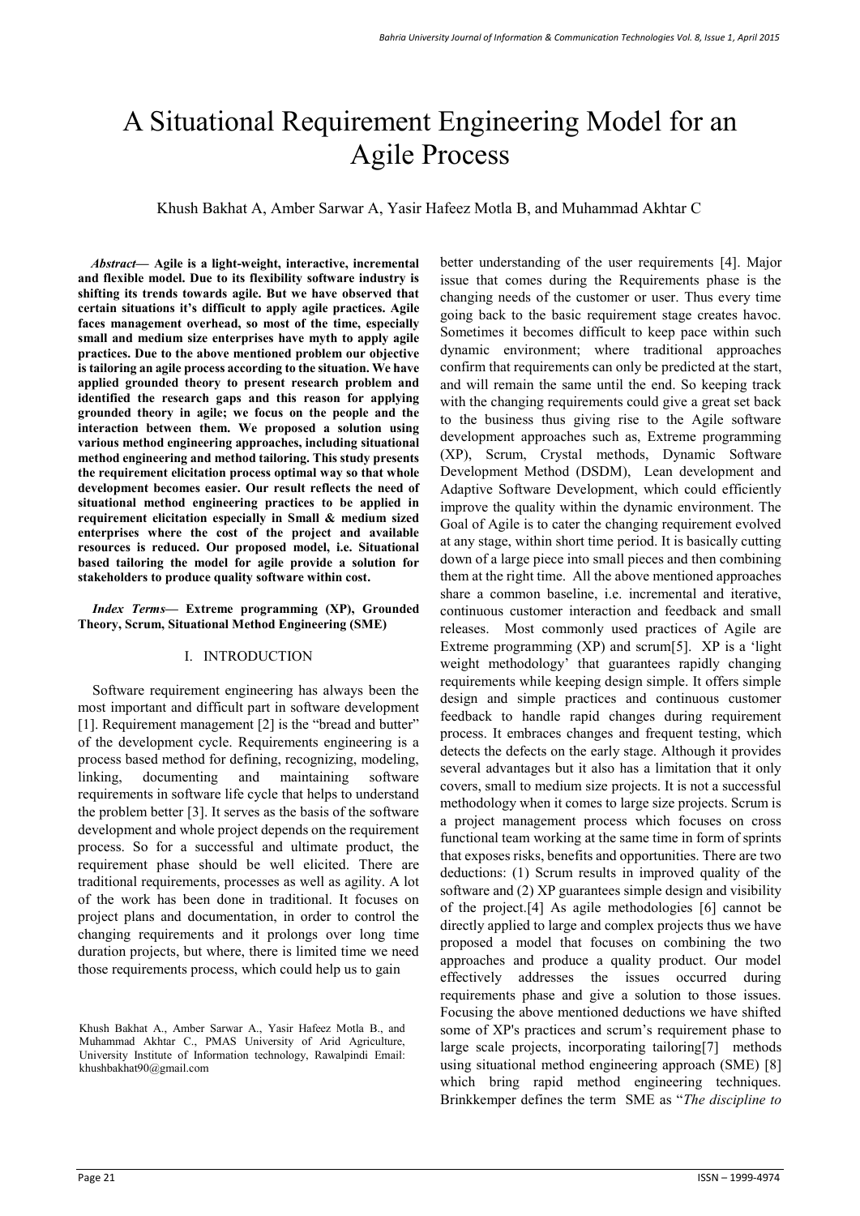# A Situational Requirement Engineering Model for an Agile Process

Khush Bakhat A, Amber Sarwar A, Yasir Hafeez Motla B, and Muhammad Akhtar C

***Abstract*— Agile is a light-weight, interactive, incremental and flexible model. Due to its flexibility software industry is shifting its trends towards agile. But we have observed that certain situations it's difficult to apply agile practices. Agile faces management overhead, so most of the time, especially small and medium size enterprises have myth to apply agile practices. Due to the above mentioned problem our objective is tailoring an agile process according to the situation. We have applied grounded theory to present research problem and identified the research gaps and this reason for applying grounded theory in agile; we focus on the people and the interaction between them. We proposed a solution using various method engineering approaches, including situational method engineering and method tailoring. This study presents the requirement elicitation process optimal way so that whole development becomes easier. Our result reflects the need of situational method engineering practices to be applied in requirement elicitation especially in Small & medium sized enterprises where the cost of the project and available resources is reduced. Our proposed model, i.e. Situational based tailoring the model for agile provide a solution for stakeholders to produce quality software within cost.**

***Index Terms*— Extreme programming (XP), Grounded Theory, Scrum, Situational Method Engineering (SME)**

## I. INTRODUCTION

Software requirement engineering has always been the most important and difficult part in software development [1]. Requirement management [2] is the "bread and butter" of the development cycle. Requirements engineering is a process based method for defining, recognizing, modeling, linking, documenting and maintaining software requirements in software life cycle that helps to understand the problem better [3]. It serves as the basis of the software development and whole project depends on the requirement process. So for a successful and ultimate product, the requirement phase should be well elicited. There are traditional requirements, processes as well as agility. A lot of the work has been done in traditional. It focuses on project plans and documentation, in order to control the changing requirements and it prolongs over long time duration projects, but where, there is limited time we need those requirements process, which could help us to gain better understanding of the user requirements [4]. Major issue that comes during the Requirements phase is the changing needs of the customer or user. Thus every time going back to the basic requirement stage creates havoc. Sometimes it becomes difficult to keep pace within such dynamic environment; where traditional approaches confirm that requirements can only be predicted at the start, and will remain the same until the end. So keeping track with the changing requirements could give a great set back to the business thus giving rise to the Agile software development approaches such as, Extreme programming (XP), Scrum, Crystal methods, Dynamic Software Development Method (DSDM), Lean development and Adaptive Software Development, which could efficiently improve the quality within the dynamic environment. The Goal of Agile is to cater the changing requirement evolved at any stage, within short time period. It is basically cutting down of a large piece into small pieces and then combining them at the right time. All the above mentioned approaches share a common baseline, i.e. incremental and iterative, continuous customer interaction and feedback and small releases. Most commonly used practices of Agile are Extreme programming (XP) and scrum[5]. XP is a 'light weight methodology' that guarantees rapidly changing requirements while keeping design simple. It offers simple design and simple practices and continuous customer feedback to handle rapid changes during requirement process. It embraces changes and frequent testing, which detects the defects on the early stage. Although it provides several advantages but it also has a limitation that it only covers, small to medium size projects. It is not a successful methodology when it comes to large size projects. Scrum is a project management process which focuses on cross functional team working at the same time in form of sprints that exposes risks, benefits and opportunities. There are two deductions: (1) Scrum results in improved quality of the software and (2) XP guarantees simple design and visibility of the project.[4] As agile methodologies [6] cannot be directly applied to large and complex projects thus we have proposed a model that focuses on combining the two approaches and produce a quality product. Our model effectively addresses the issues occurred during requirements phase and give a solution to those issues. Focusing the above mentioned deductions we have shifted some of XP's practices and scrum's requirement phase to large scale projects, incorporating tailoring[7] methods using situational method engineering approach (SME) [8] which bring rapid method engineering techniques. Brinkkemper defines the term SME as "*The discipline to*

Khush Bakhat A., Amber Sarwar A., Yasir Hafeez Motla B., and Muhammad Akhtar C., PMAS University of Arid Agriculture, University Institute of Information technology, Rawalpindi Email: khushbakhat90@gmail.com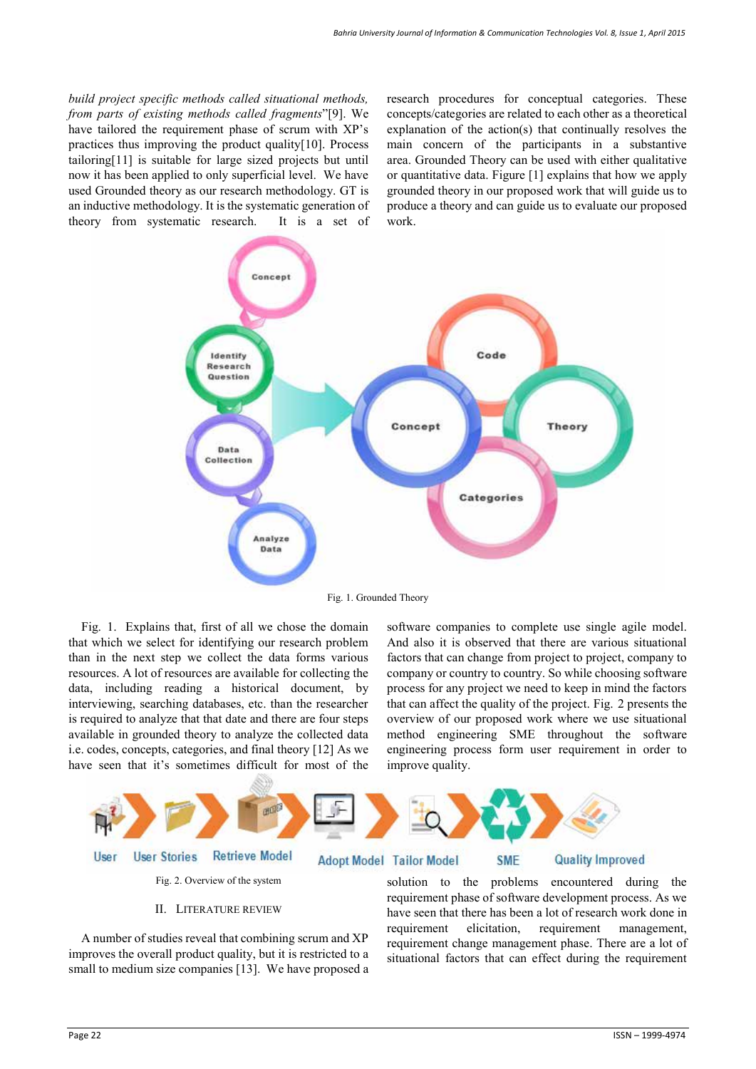*build project specific methods called situational methods, from parts of existing methods called fragments*"[9]. We have tailored the requirement phase of scrum with XP's practices thus improving the product quality[10]. Process tailoring[11] is suitable for large sized projects but until now it has been applied to only superficial level. We have used Grounded theory as our research methodology. GT is an inductive methodology. It is the systematic generation of theory from systematic research. It is a set of research procedures for conceptual categories. These concepts/categories are related to each other as a theoretical explanation of the action(s) that continually resolves the main concern of the participants in a substantive area. Grounded Theory can be used with either qualitative or quantitative data. Figure [1] explains that how we apply grounded theory in our proposed work that will guide us to produce a theory and can guide us to evaluate our proposed work.

Fig. 1. Grounded Theory

Fig. 1. Explains that, first of all we chose the domain that which we select for identifying our research problem than in the next step we collect the data forms various resources. A lot of resources are available for collecting the data, including reading a historical document, by interviewing, searching databases, etc. than the researcher is required to analyze that that date and there are four steps available in grounded theory to analyze the collected data i.e. codes, concepts, categories, and final theory [12] As we have seen that it's sometimes difficult for most of the software companies to complete use single agile model. And also it is observed that there are various situational factors that can change from project to project, company to company or country to country. So while choosing software process for any project we need to keep in mind the factors that can affect the quality of the project. Fig. 2 presents the overview of our proposed work where we use situational method engineering SME throughout the software engineering process form user requirement in order to improve quality.

Fig. 2. Overview of the system

## II. Literature Review

A number of studies reveal that combining scrum and XP improves the overall product quality, but it is restricted to a small to medium size companies [13]. We have proposed a solution to the problems encountered during the requirement phase of software development process. As we have seen that there has been a lot of research work done in requirement elicitation, requirement management, requirement change management phase. There are a lot of situational factors that can effect during the requirement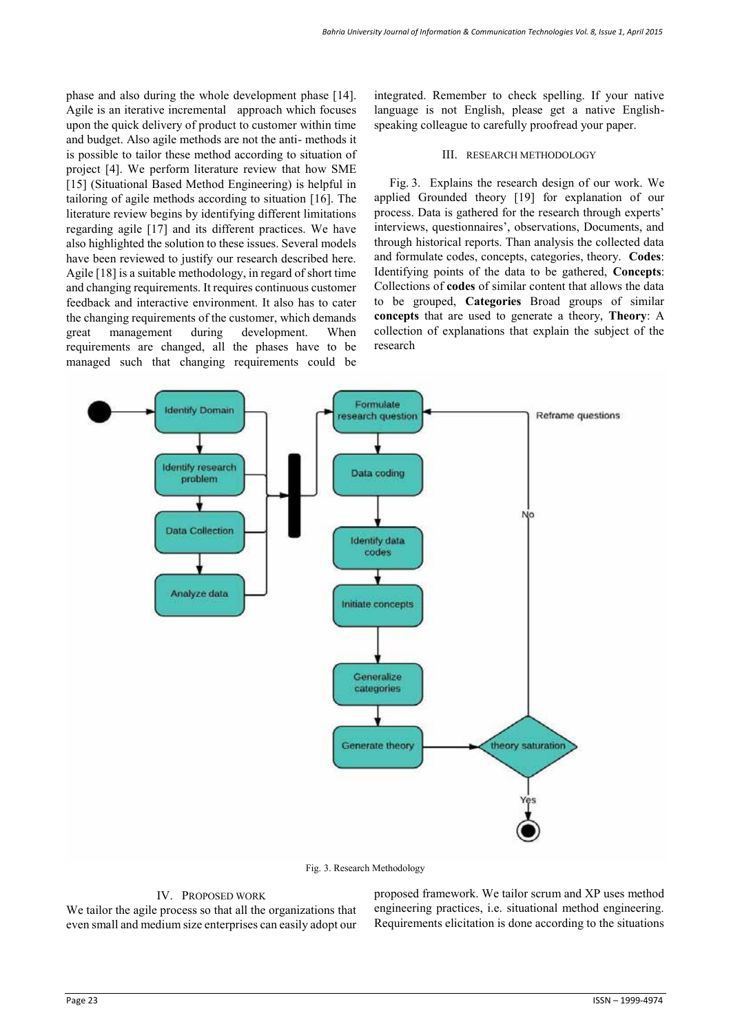phase and also during the whole development phase [14]. Agile is an iterative incremental approach which focuses upon the quick delivery of product to customer within time and budget. Also agile methods are not the anti- methods it is possible to tailor these method according to situation of project [4]. We perform literature review that how SME [15] (Situational Based Method Engineering) is helpful in tailoring of agile methods according to situation [16]. The literature review begins by identifying different limitations regarding agile [17] and its different practices. We have also highlighted the solution to these issues. Several models have been reviewed to justify our research described here. Agile [18] is a suitable methodology, in regard of short time and changing requirements. It requires continuous customer feedback and interactive environment. It also has to cater the changing requirements of the customer, which demands great management during development. When requirements are changed, all the phases have to be managed such that changing requirements could be integrated. Remember to check spelling. If your native language is not English, please get a native English-speaking colleague to carefully proofread your paper.

## III. RESEARCH METHODOLOGY

Fig. 3. Explains the research design of our work. We applied Grounded theory [19] for explanation of our process. Data is gathered for the research through experts' interviews, questionnaires', observations, Documents, and through historical reports. Than analysis the collected data and formulate codes, concepts, categories, theory. **Codes**: Identifying points of the data to be gathered, **Concepts**: Collections of **codes** of similar content that allows the data to be grouped, **Categories** Broad groups of similar **concepts** that are used to generate a theory, **Theory**: A collection of explanations that explain the subject of the research

Fig. 3. Research Methodology

## IV. PROPOSED WORK

We tailor the agile process so that all the organizations that even small and medium size enterprises can easily adopt our proposed framework. We tailor scrum and XP uses method engineering practices, i.e. situational method engineering. Requirements elicitation is done according to the situations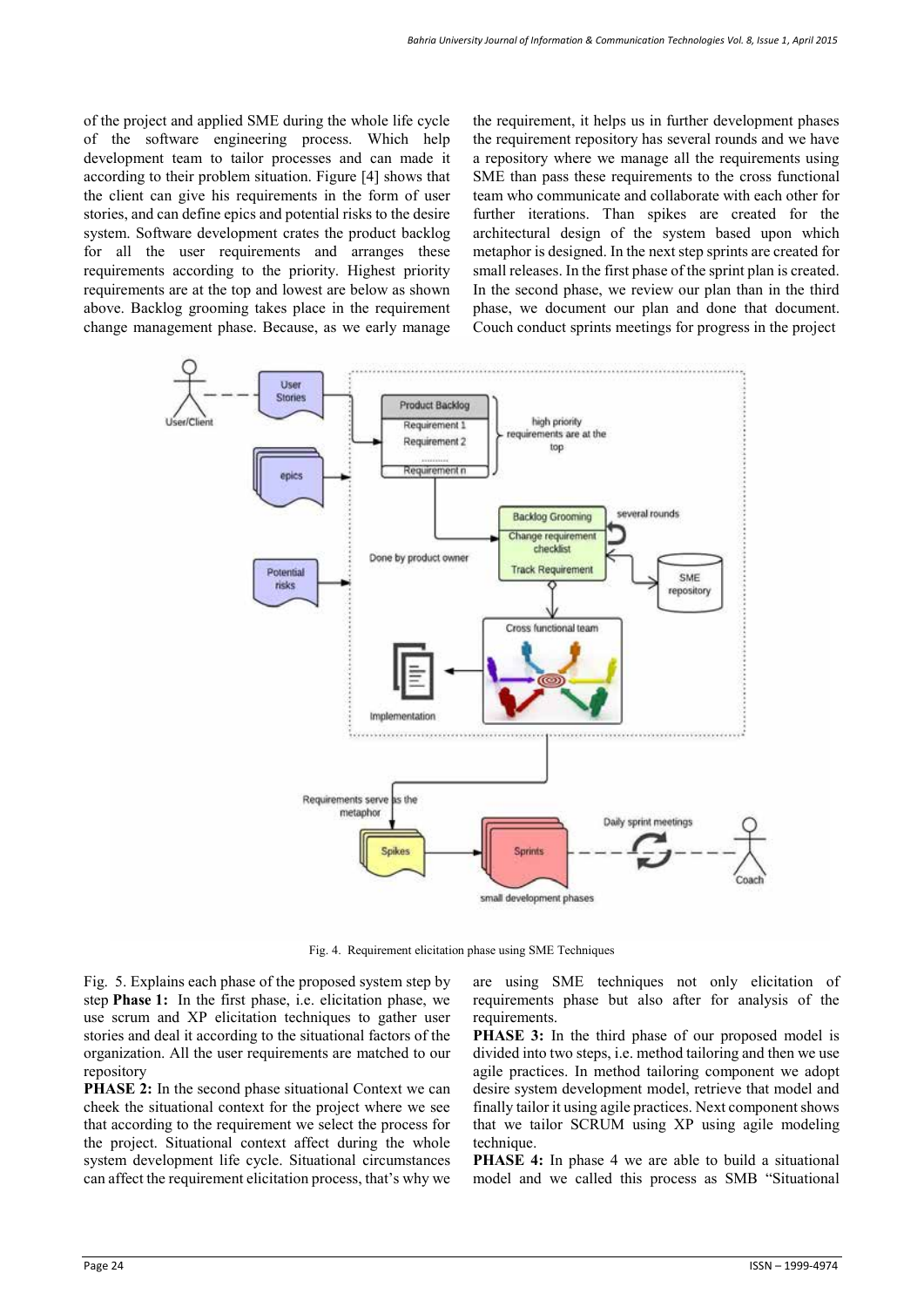of the project and applied SME during the whole life cycle of the software engineering process. Which help development team to tailor processes and can made it according to their problem situation. Figure [4] shows that the client can give his requirements in the form of user stories, and can define epics and potential risks to the desire system. Software development crates the product backlog for all the user requirements and arranges these requirements according to the priority. Highest priority requirements are at the top and lowest are below as shown above. Backlog grooming takes place in the requirement change management phase. Because, as we early manage the requirement, it helps us in further development phases the requirement repository has several rounds and we have a repository where we manage all the requirements using SME than pass these requirements to the cross functional team who communicate and collaborate with each other for further iterations. Than spikes are created for the architectural design of the system based upon which metaphor is designed. In the next step sprints are created for small releases. In the first phase of the sprint plan is created. In the second phase, we review our plan than in the third phase, we document our plan and done that document. Couch conduct sprints meetings for progress in the project

Fig. 4. Requirement elicitation phase using SME Techniques

Fig. 5. Explains each phase of the proposed system step by step **Phase 1:** In the first phase, i.e. elicitation phase, we use scrum and XP elicitation techniques to gather user stories and deal it according to the situational factors of the organization. All the user requirements are matched to our repository

**PHASE 2:** In the second phase situational Context we can cheek the situational context for the project where we see that according to the requirement we select the process for the project. Situational context affect during the whole system development life cycle. Situational circumstances can affect the requirement elicitation process, that's why we are using SME techniques not only elicitation of requirements phase but also after for analysis of the requirements.

**PHASE 3:** In the third phase of our proposed model is divided into two steps, i.e. method tailoring and then we use agile practices. In method tailoring component we adopt desire system development model, retrieve that model and finally tailor it using agile practices. Next component shows that we tailor SCRUM using XP using agile modeling technique.

**PHASE 4:** In phase 4 we are able to build a situational model and we called this process as SMB "Situational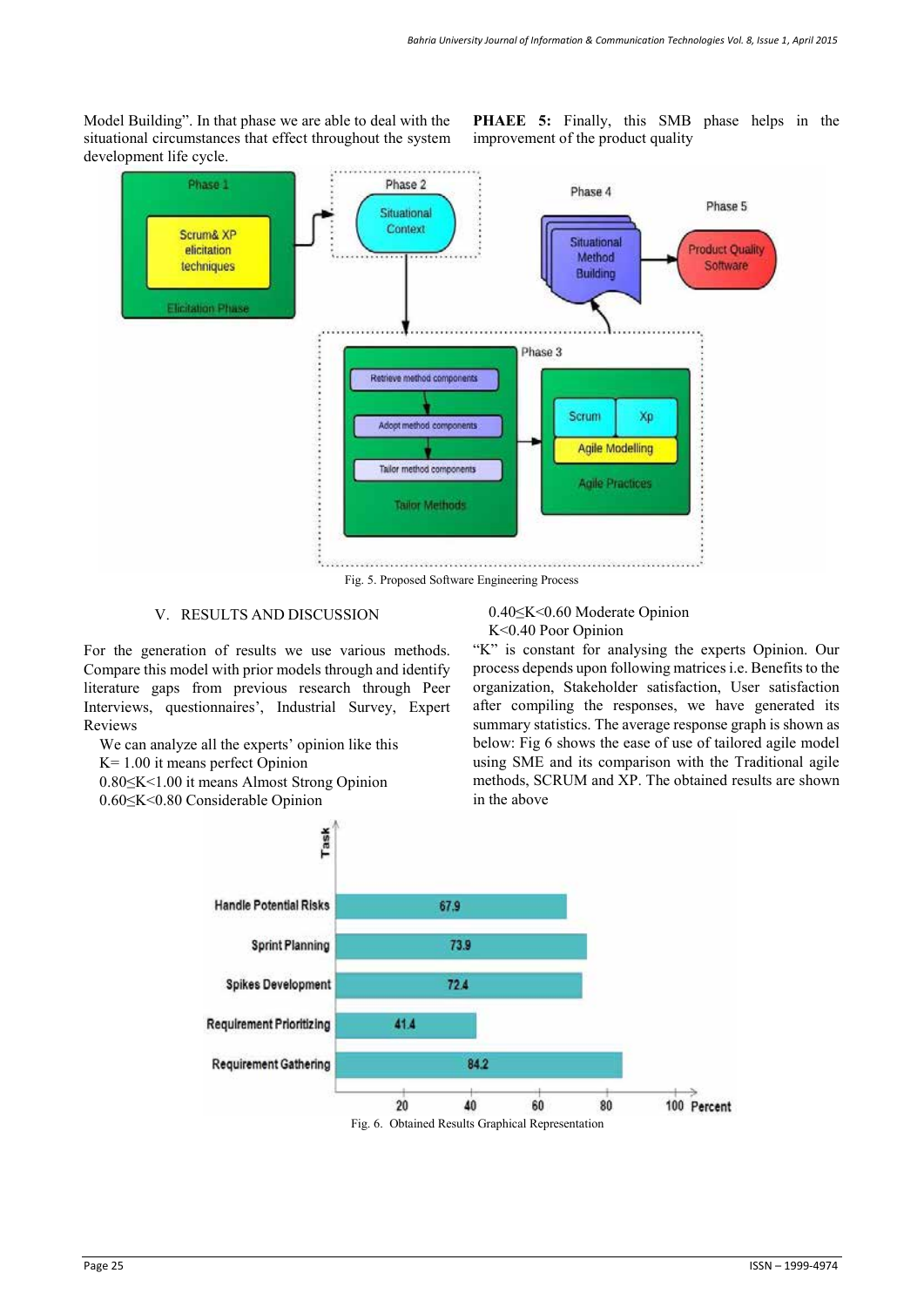Model Building". In that phase we are able to deal with the situational circumstances that effect throughout the system development life cycle.

**PHAEE 5:** Finally, this SMB phase helps in the improvement of the product quality

Fig. 5. Proposed Software Engineering Process

## V. RESULTS AND DISCUSSION

For the generation of results we use various methods. Compare this model with prior models through and identify literature gaps from previous research through Peer Interviews, questionnaires', Industrial Survey, Expert Reviews

We can analyze all the experts' opinion like this

K= 1.00 it means perfect Opinion

0.80≤K<1.00 it means Almost Strong Opinion

0.60≤K<0.80 Considerable Opinion

0.40≤K<0.60 Moderate Opinion

K<0.40 Poor Opinion

"K" is constant for analysing the experts Opinion. Our process depends upon following matrices i.e. Benefits to the organization, Stakeholder satisfaction, User satisfaction after compiling the responses, we have generated its summary statistics. The average response graph is shown as below: Fig 6 shows the ease of use of tailored agile model using SME and its comparison with the Traditional agile methods, SCRUM and XP. The obtained results are shown in the above

Fig. 6. Obtained Results Graphical Representation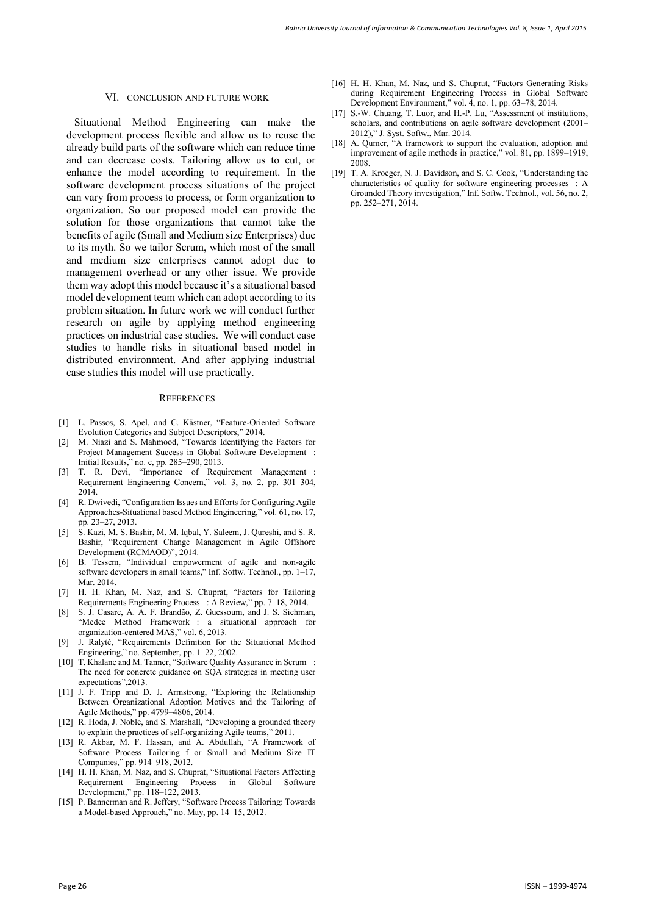## VI. CONCLUSION AND FUTURE WORK

Situational Method Engineering can make the development process flexible and allow us to reuse the already build parts of the software which can reduce time and can decrease costs. Tailoring allow us to cut, or enhance the model according to requirement. In the software development process situations of the project can vary from process to process, or form organization to organization. So our proposed model can provide the solution for those organizations that cannot take the benefits of agile (Small and Medium size Enterprises) due to its myth. So we tailor Scrum, which most of the small and medium size enterprises cannot adopt due to management overhead or any other issue. We provide them way adopt this model because it's a situational based model development team which can adopt according to its problem situation. In future work we will conduct further research on agile by applying method engineering practices on industrial case studies. We will conduct case studies to handle risks in situational based model in distributed environment. And after applying industrial case studies this model will use practically.

## REFERENCES

[1] L. Passos, S. Apel, and C. Kästner, "Feature-Oriented Software Evolution Categories and Subject Descriptors," 2014.

[2] M. Niazi and S. Mahmood, "Towards Identifying the Factors for Project Management Success in Global Software Development : Initial Results," no. c, pp. 285–290, 2013.

[3] T. R. Devi, "Importance of Requirement Management : Requirement Engineering Concern," vol. 3, no. 2, pp. 301–304, 2014.

[4] R. Dwivedi, "Configuration Issues and Efforts for Configuring Agile Approaches-Situational based Method Engineering," vol. 61, no. 17, pp. 23–27, 2013.

[5] S. Kazi, M. S. Bashir, M. M. Iqbal, Y. Saleem, J. Qureshi, and S. R. Bashir, "Requirement Change Management in Agile Offshore Development (RCMAOD)", 2014.

[6] B. Tessem, "Individual empowerment of agile and non-agile software developers in small teams," Inf. Softw. Technol., pp. 1–17, Mar. 2014.

[7] H. H. Khan, M. Naz, and S. Chuprat, "Factors for Tailoring Requirements Engineering Process : A Review," pp. 7–18, 2014.

[8] S. J. Casare, A. A. F. Brandão, Z. Guessoum, and J. S. Sichman, "Medee Method Framework : a situational approach for organization-centered MAS," vol. 6, 2013.

[9] J. Ralyté, "Requirements Definition for the Situational Method Engineering," no. September, pp. 1–22, 2002.

[10] T. Khalane and M. Tanner, "Software Quality Assurance in Scrum : The need for concrete guidance on SQA strategies in meeting user expectations",2013.

[11] J. F. Tripp and D. J. Armstrong, "Exploring the Relationship Between Organizational Adoption Motives and the Tailoring of Agile Methods," pp. 4799–4806, 2014.

[12] R. Hoda, J. Noble, and S. Marshall, "Developing a grounded theory to explain the practices of self-organizing Agile teams," 2011.

[13] R. Akbar, M. F. Hassan, and A. Abdullah, "A Framework of Software Process Tailoring f or Small and Medium Size IT Companies," pp. 914–918, 2012.

[14] H. H. Khan, M. Naz, and S. Chuprat, "Situational Factors Affecting Requirement Engineering Process in Global Software Development," pp. 118–122, 2013.

[15] P. Bannerman and R. Jeffery, "Software Process Tailoring: Towards a Model-based Approach," no. May, pp. 14–15, 2012.

[16] H. H. Khan, M. Naz, and S. Chuprat, "Factors Generating Risks during Requirement Engineering Process in Global Software Development Environment," vol. 4, no. 1, pp. 63–78, 2014.

[17] S.-W. Chuang, T. Luor, and H.-P. Lu, "Assessment of institutions, scholars, and contributions on agile software development (2001–2012)," J. Syst. Softw., Mar. 2014.

[18] A. Qumer, "A framework to support the evaluation, adoption and improvement of agile methods in practice," vol. 81, pp. 1899–1919, 2008.

[19] T. A. Kroeger, N. J. Davidson, and S. C. Cook, "Understanding the characteristics of quality for software engineering processes : A Grounded Theory investigation," Inf. Softw. Technol., vol. 56, no. 2, pp. 252–271, 2014.